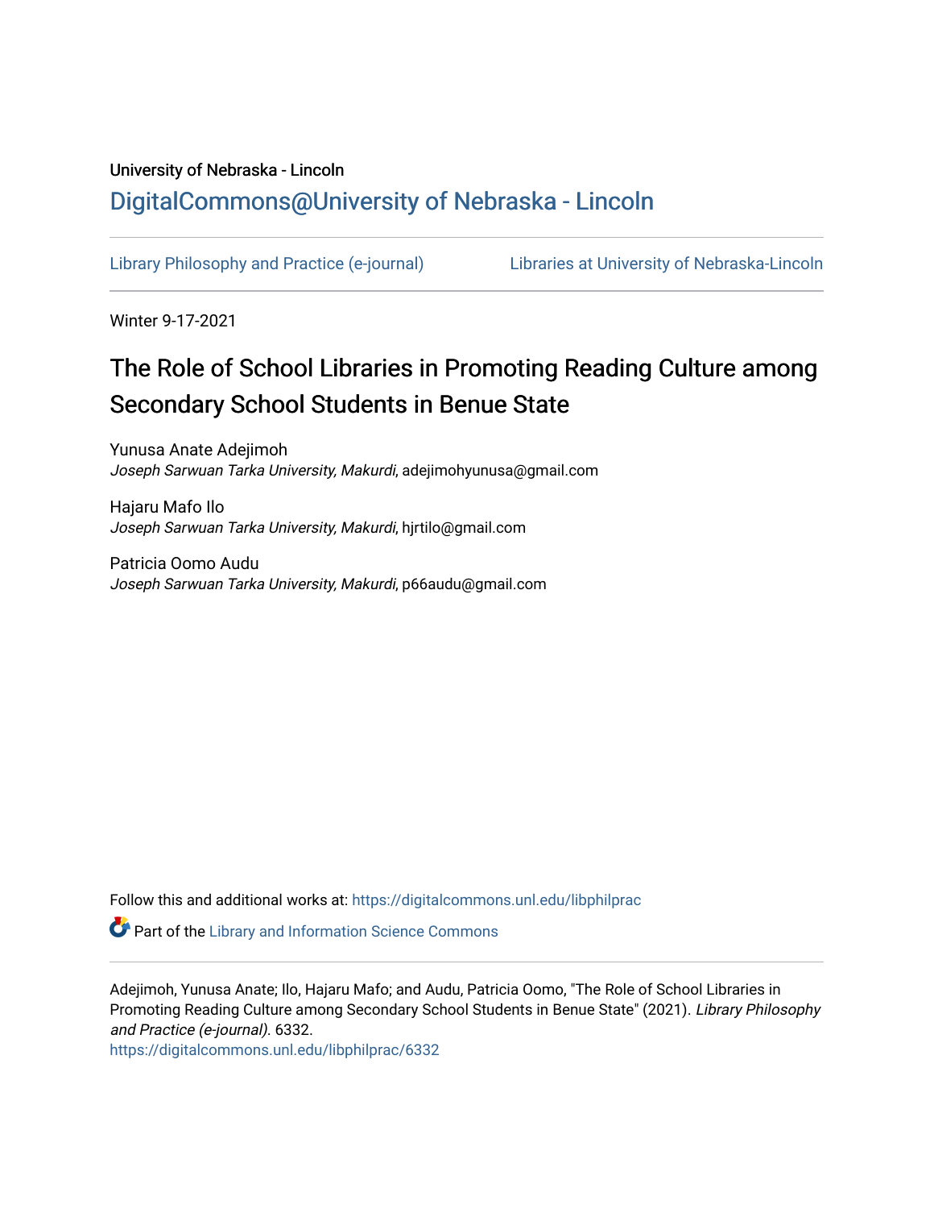University of Nebraska - Lincoln

# DigitalCommons@University of Nebraska - Lincoln

Library Philosophy and Practice (e-journal) Libraries at University of Nebraska-Lincoln

Winter 9-17-2021

# The Role of School Libraries in Promoting Reading Culture among Secondary School Students in Benue State

Yunusa Anate Adejimoh
*Joseph Sarwuan Tarka University, Makurdi*, adejimohyunusa@gmail.com

Hajaru Mafo Ilo
*Joseph Sarwuan Tarka University, Makurdi*, hjrtilo@gmail.com

Patricia Oomo Audu
*Joseph Sarwuan Tarka University, Makurdi*, p66audu@gmail.com

Follow this and additional works at: https://digitalcommons.unl.edu/libphilprac

Part of the Library and Information Science Commons

Adejimoh, Yunusa Anate; Ilo, Hajaru Mafo; and Audu, Patricia Oomo, "The Role of School Libraries in Promoting Reading Culture among Secondary School Students in Benue State" (2021). *Library Philosophy and Practice (e-journal)*. 6332.
https://digitalcommons.unl.edu/libphilprac/6332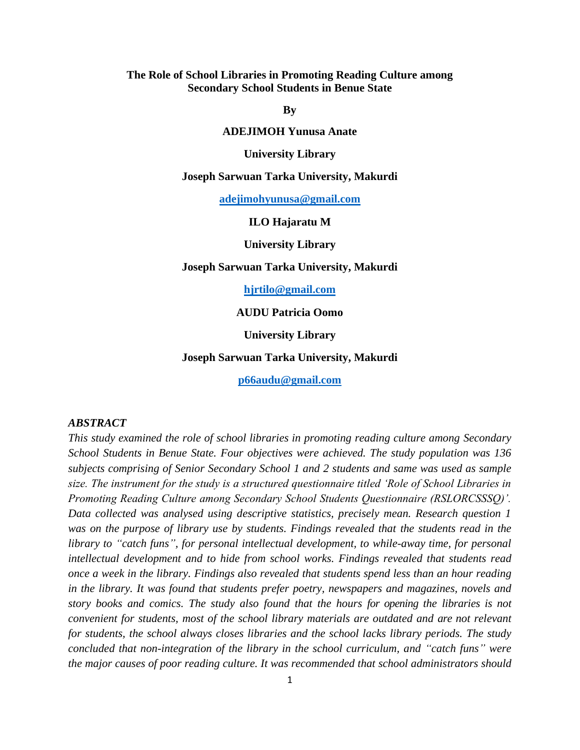# The Role of School Libraries in Promoting Reading Culture among Secondary School Students in Benue State

**By**

**ADEJIMOH Yunusa Anate**

**University Library**

**Joseph Sarwuan Tarka University, Makurdi**

**adejimohyunusa@gmail.com**

**ILO Hajaratu M**

**University Library**

**Joseph Sarwuan Tarka University, Makurdi**

**hjrtilo@gmail.com**

**AUDU Patricia Oomo**

**University Library**

**Joseph Sarwuan Tarka University, Makurdi**

**p66audu@gmail.com**

## *ABSTRACT*

*This study examined the role of school libraries in promoting reading culture among Secondary School Students in Benue State. Four objectives were achieved. The study population was 136 subjects comprising of Senior Secondary School 1 and 2 students and same was used as sample size. The instrument for the study is a structured questionnaire titled 'Role of School Libraries in Promoting Reading Culture among Secondary School Students Questionnaire (RSLORCSSSQ)'. Data collected was analysed using descriptive statistics, precisely mean. Research question 1 was on the purpose of library use by students. Findings revealed that the students read in the library to "catch funs", for personal intellectual development, to while-away time, for personal intellectual development and to hide from school works. Findings revealed that students read once a week in the library. Findings also revealed that students spend less than an hour reading in the library. It was found that students prefer poetry, newspapers and magazines, novels and story books and comics. The study also found that the hours for opening the libraries is not convenient for students, most of the school library materials are outdated and are not relevant for students, the school always closes libraries and the school lacks library periods. The study concluded that non-integration of the library in the school curriculum, and "catch funs" were the major causes of poor reading culture. It was recommended that school administrators should*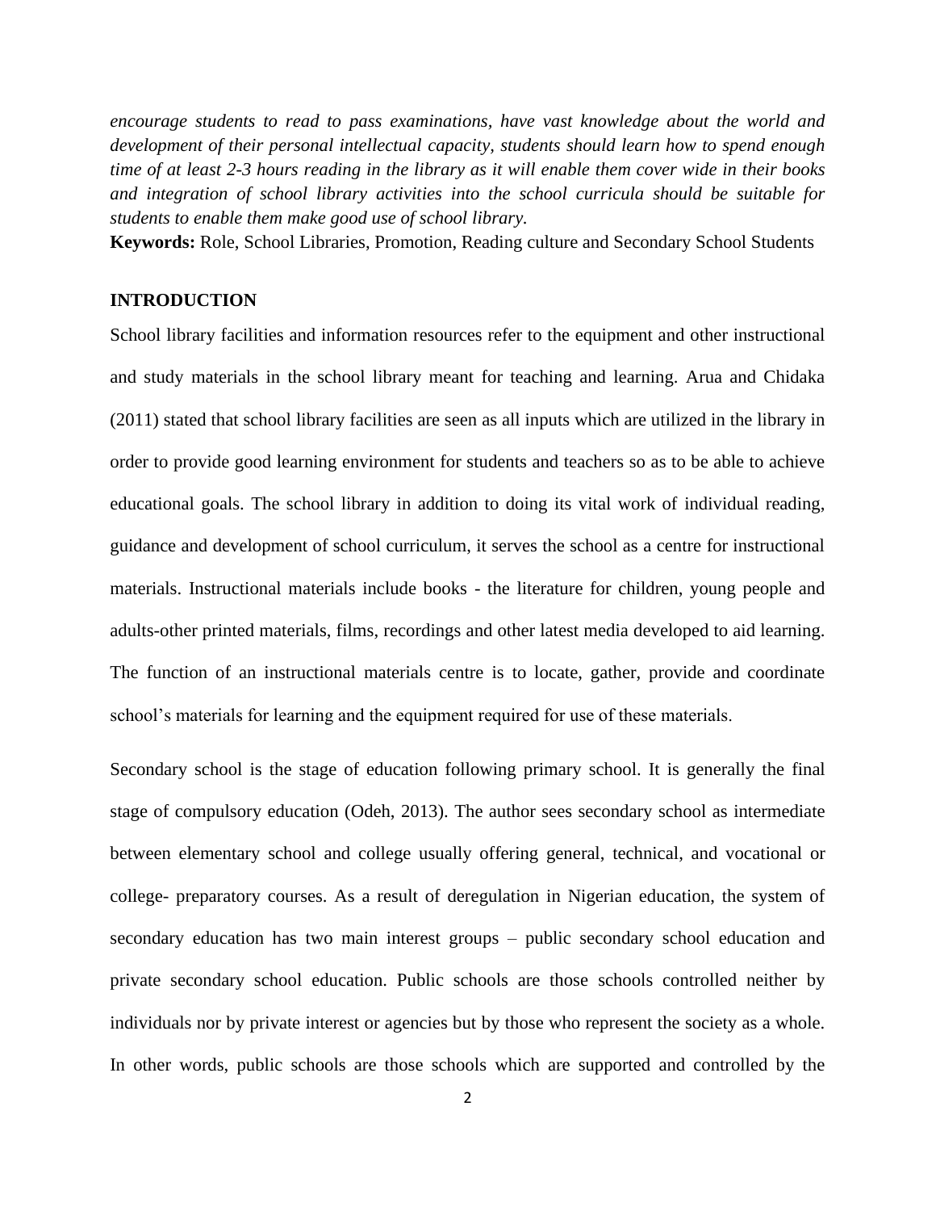*encourage students to read to pass examinations, have vast knowledge about the world and development of their personal intellectual capacity, students should learn how to spend enough time of at least 2-3 hours reading in the library as it will enable them cover wide in their books and integration of school library activities into the school curricula should be suitable for students to enable them make good use of school library.*

**Keywords:** Role, School Libraries, Promotion, Reading culture and Secondary School Students

## INTRODUCTION

School library facilities and information resources refer to the equipment and other instructional and study materials in the school library meant for teaching and learning. Arua and Chidaka (2011) stated that school library facilities are seen as all inputs which are utilized in the library in order to provide good learning environment for students and teachers so as to be able to achieve educational goals. The school library in addition to doing its vital work of individual reading, guidance and development of school curriculum, it serves the school as a centre for instructional materials. Instructional materials include books - the literature for children, young people and adults-other printed materials, films, recordings and other latest media developed to aid learning. The function of an instructional materials centre is to locate, gather, provide and coordinate school's materials for learning and the equipment required for use of these materials.

Secondary school is the stage of education following primary school. It is generally the final stage of compulsory education (Odeh, 2013). The author sees secondary school as intermediate between elementary school and college usually offering general, technical, and vocational or college- preparatory courses. As a result of deregulation in Nigerian education, the system of secondary education has two main interest groups – public secondary school education and private secondary school education. Public schools are those schools controlled neither by individuals nor by private interest or agencies but by those who represent the society as a whole. In other words, public schools are those schools which are supported and controlled by the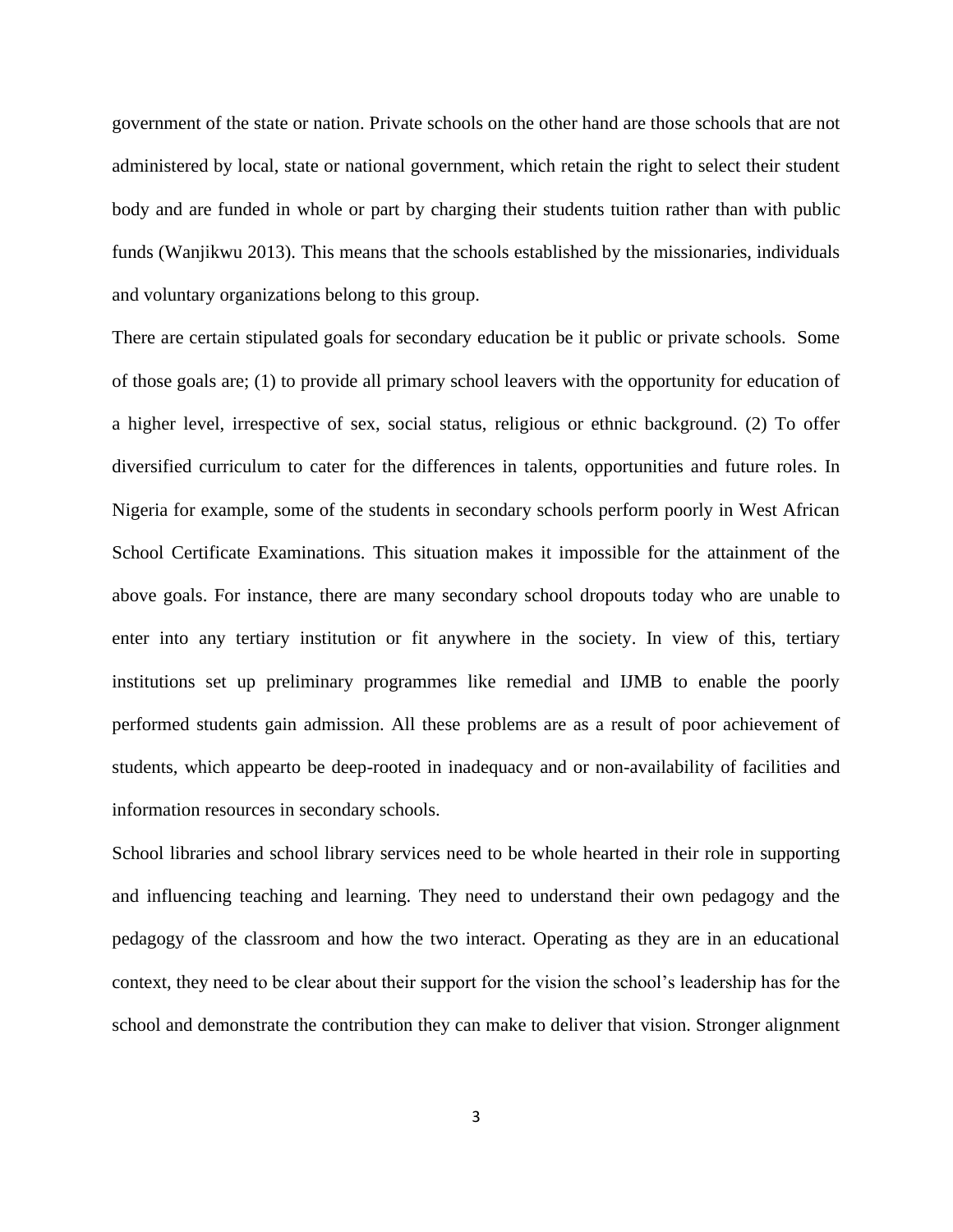government of the state or nation. Private schools on the other hand are those schools that are not administered by local, state or national government, which retain the right to select their student body and are funded in whole or part by charging their students tuition rather than with public funds (Wanjikwu 2013). This means that the schools established by the missionaries, individuals and voluntary organizations belong to this group.

There are certain stipulated goals for secondary education be it public or private schools. Some of those goals are; (1) to provide all primary school leavers with the opportunity for education of a higher level, irrespective of sex, social status, religious or ethnic background. (2) To offer diversified curriculum to cater for the differences in talents, opportunities and future roles. In Nigeria for example, some of the students in secondary schools perform poorly in West African School Certificate Examinations. This situation makes it impossible for the attainment of the above goals. For instance, there are many secondary school dropouts today who are unable to enter into any tertiary institution or fit anywhere in the society. In view of this, tertiary institutions set up preliminary programmes like remedial and IJMB to enable the poorly performed students gain admission. All these problems are as a result of poor achievement of students, which appearto be deep-rooted in inadequacy and or non-availability of facilities and information resources in secondary schools.

School libraries and school library services need to be whole hearted in their role in supporting and influencing teaching and learning. They need to understand their own pedagogy and the pedagogy of the classroom and how the two interact. Operating as they are in an educational context, they need to be clear about their support for the vision the school's leadership has for the school and demonstrate the contribution they can make to deliver that vision. Stronger alignment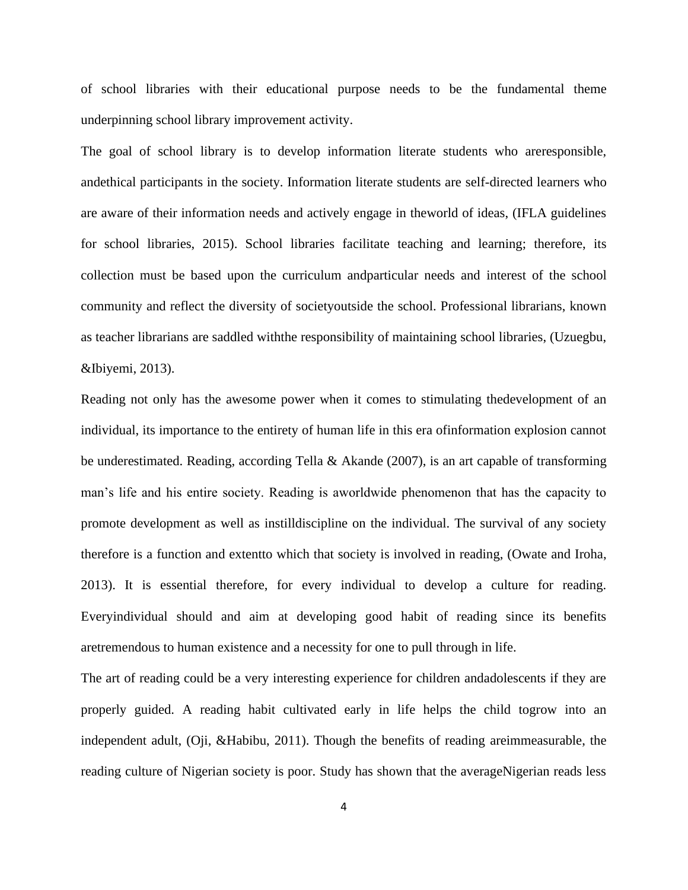of school libraries with their educational purpose needs to be the fundamental theme underpinning school library improvement activity.

The goal of school library is to develop information literate students who areresponsible, andethical participants in the society. Information literate students are self-directed learners who are aware of their information needs and actively engage in theworld of ideas, (IFLA guidelines for school libraries, 2015). School libraries facilitate teaching and learning; therefore, its collection must be based upon the curriculum andparticular needs and interest of the school community and reflect the diversity of societyoutside the school. Professional librarians, known as teacher librarians are saddled withthe responsibility of maintaining school libraries, (Uzuegbu, &Ibiyemi, 2013).

Reading not only has the awesome power when it comes to stimulating thedevelopment of an individual, its importance to the entirety of human life in this era ofinformation explosion cannot be underestimated. Reading, according Tella & Akande (2007), is an art capable of transforming man's life and his entire society. Reading is aworldwide phenomenon that has the capacity to promote development as well as instilldiscipline on the individual. The survival of any society therefore is a function and extentto which that society is involved in reading, (Owate and Iroha, 2013). It is essential therefore, for every individual to develop a culture for reading. Everyindividual should and aim at developing good habit of reading since its benefits aretremendous to human existence and a necessity for one to pull through in life.

The art of reading could be a very interesting experience for children andadolescents if they are properly guided. A reading habit cultivated early in life helps the child togrow into an independent adult, (Oji, &Habibu, 2011). Though the benefits of reading areimmeasurable, the reading culture of Nigerian society is poor. Study has shown that the averageNigerian reads less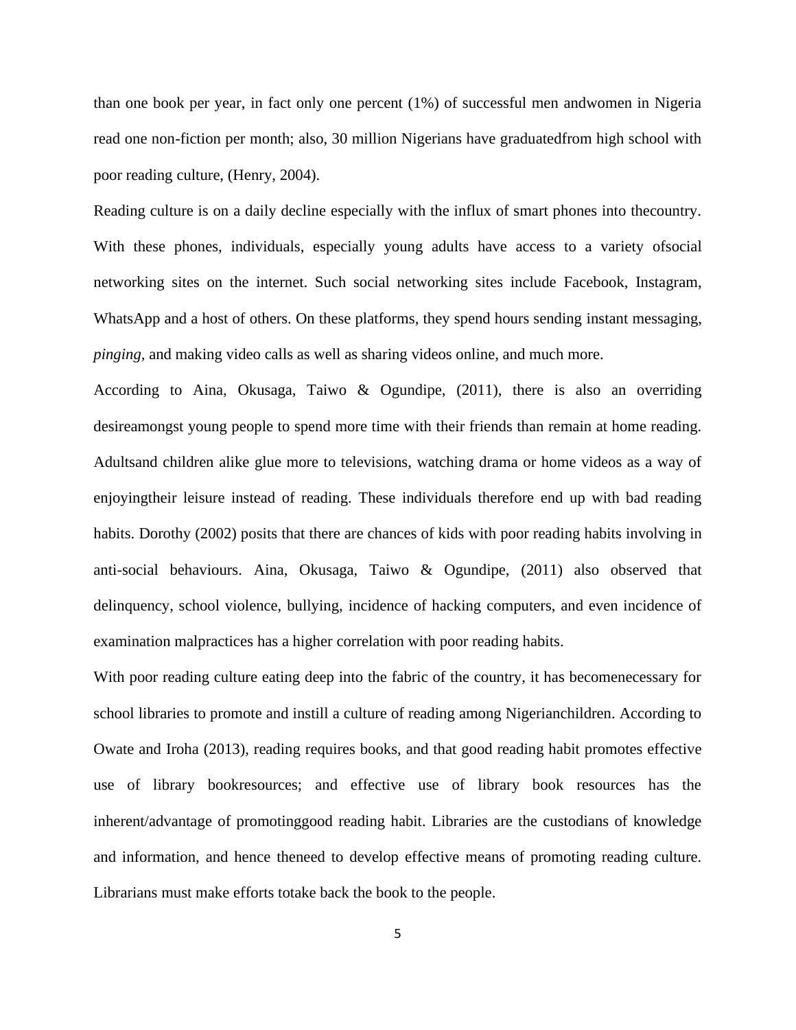than one book per year, in fact only one percent (1%) of successful men andwomen in Nigeria read one non-fiction per month; also, 30 million Nigerians have graduatedfrom high school with poor reading culture, (Henry, 2004).

Reading culture is on a daily decline especially with the influx of smart phones into thecountry. With these phones, individuals, especially young adults have access to a variety ofsocial networking sites on the internet. Such social networking sites include Facebook, Instagram, WhatsApp and a host of others. On these platforms, they spend hours sending instant messaging, *pinging,* and making video calls as well as sharing videos online, and much more.

According to Aina, Okusaga, Taiwo & Ogundipe, (2011), there is also an overriding desireamongst young people to spend more time with their friends than remain at home reading. Adultsand children alike glue more to televisions, watching drama or home videos as a way of enjoyingtheir leisure instead of reading. These individuals therefore end up with bad reading habits. Dorothy (2002) posits that there are chances of kids with poor reading habits involving in anti-social behaviours. Aina, Okusaga, Taiwo & Ogundipe, (2011) also observed that delinquency, school violence, bullying, incidence of hacking computers, and even incidence of examination malpractices has a higher correlation with poor reading habits.

With poor reading culture eating deep into the fabric of the country, it has becomenecessary for school libraries to promote and instill a culture of reading among Nigerianchildren. According to Owate and Iroha (2013), reading requires books, and that good reading habit promotes effective use of library bookresources; and effective use of library book resources has the inherent/advantage of promotinggood reading habit. Libraries are the custodians of knowledge and information, and hence theneed to develop effective means of promoting reading culture. Librarians must make efforts totake back the book to the people.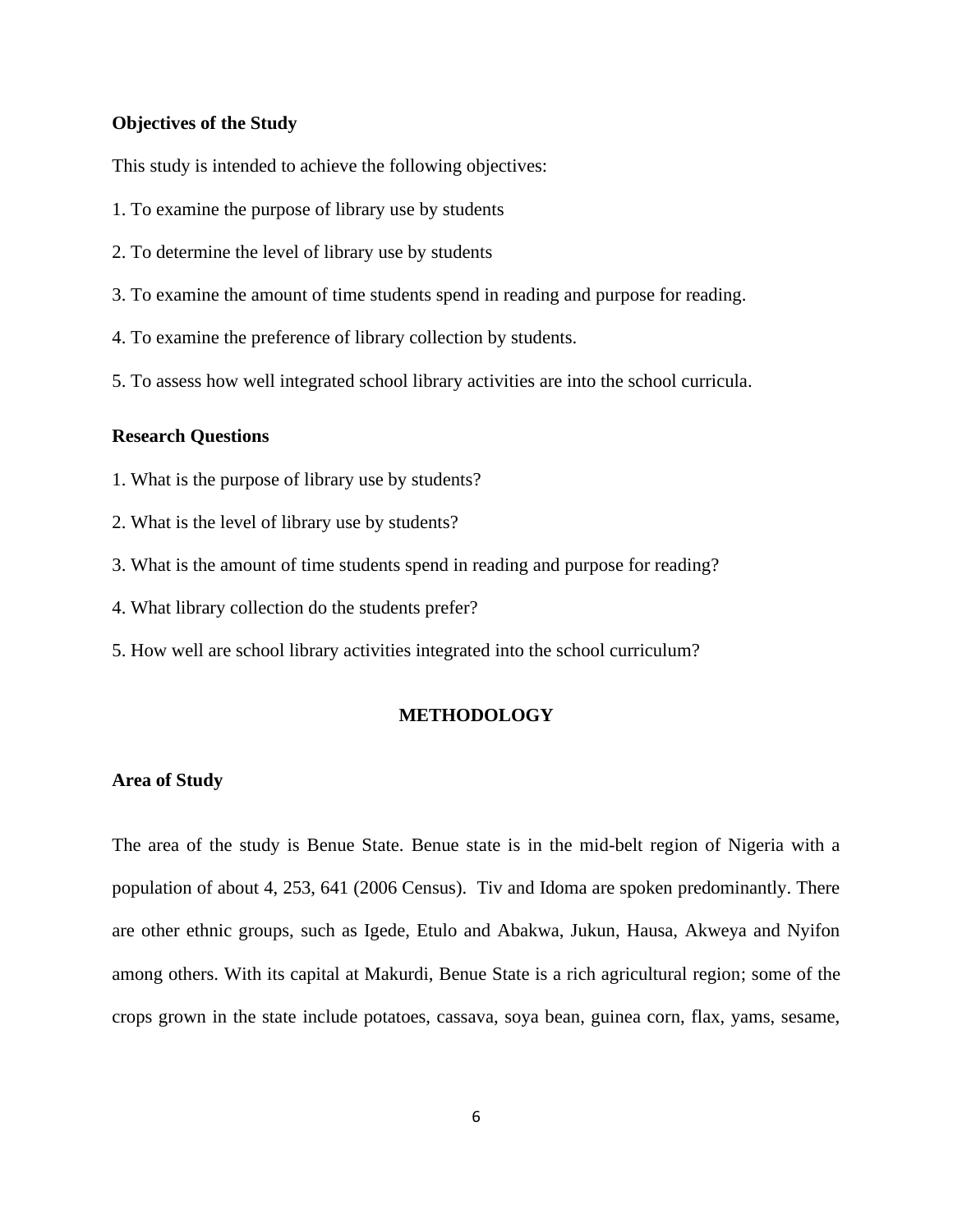**Objectives of the Study**

This study is intended to achieve the following objectives:

1. To examine the purpose of library use by students
2. To determine the level of library use by students
3. To examine the amount of time students spend in reading and purpose for reading.
4. To examine the preference of library collection by students.
5. To assess how well integrated school library activities are into the school curricula.

**Research Questions**

1. What is the purpose of library use by students?
2. What is the level of library use by students?
3. What is the amount of time students spend in reading and purpose for reading?
4. What library collection do the students prefer?
5. How well are school library activities integrated into the school curriculum?

## METHODOLOGY

**Area of Study**

The area of the study is Benue State. Benue state is in the mid-belt region of Nigeria with a population of about 4, 253, 641 (2006 Census). Tiv and Idoma are spoken predominantly. There are other ethnic groups, such as Igede, Etulo and Abakwa, Jukun, Hausa, Akweya and Nyifon among others. With its capital at Makurdi, Benue State is a rich agricultural region; some of the crops grown in the state include potatoes, cassava, soya bean, guinea corn, flax, yams, sesame,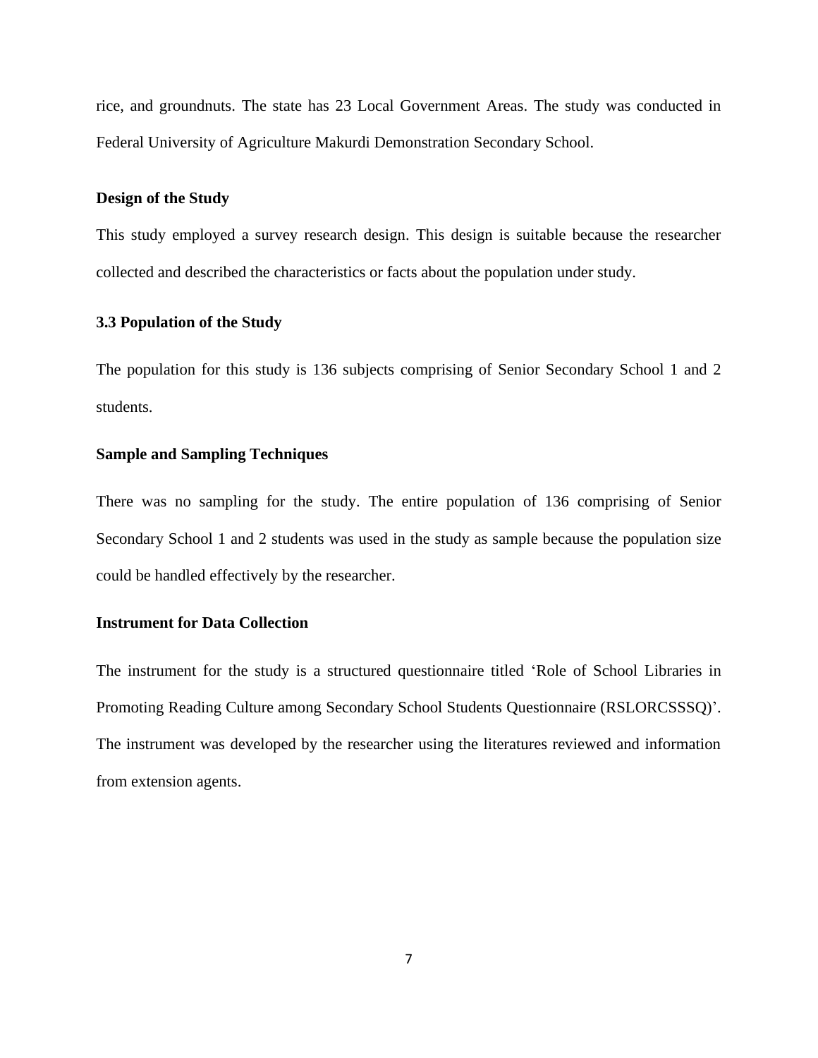rice, and groundnuts. The state has 23 Local Government Areas. The study was conducted in Federal University of Agriculture Makurdi Demonstration Secondary School.

### Design of the Study

This study employed a survey research design. This design is suitable because the researcher collected and described the characteristics or facts about the population under study.

### 3.3 Population of the Study

The population for this study is 136 subjects comprising of Senior Secondary School 1 and 2 students.

### Sample and Sampling Techniques

There was no sampling for the study. The entire population of 136 comprising of Senior Secondary School 1 and 2 students was used in the study as sample because the population size could be handled effectively by the researcher.

### Instrument for Data Collection

The instrument for the study is a structured questionnaire titled 'Role of School Libraries in Promoting Reading Culture among Secondary School Students Questionnaire (RSLORCSSSQ)'. The instrument was developed by the researcher using the literatures reviewed and information from extension agents.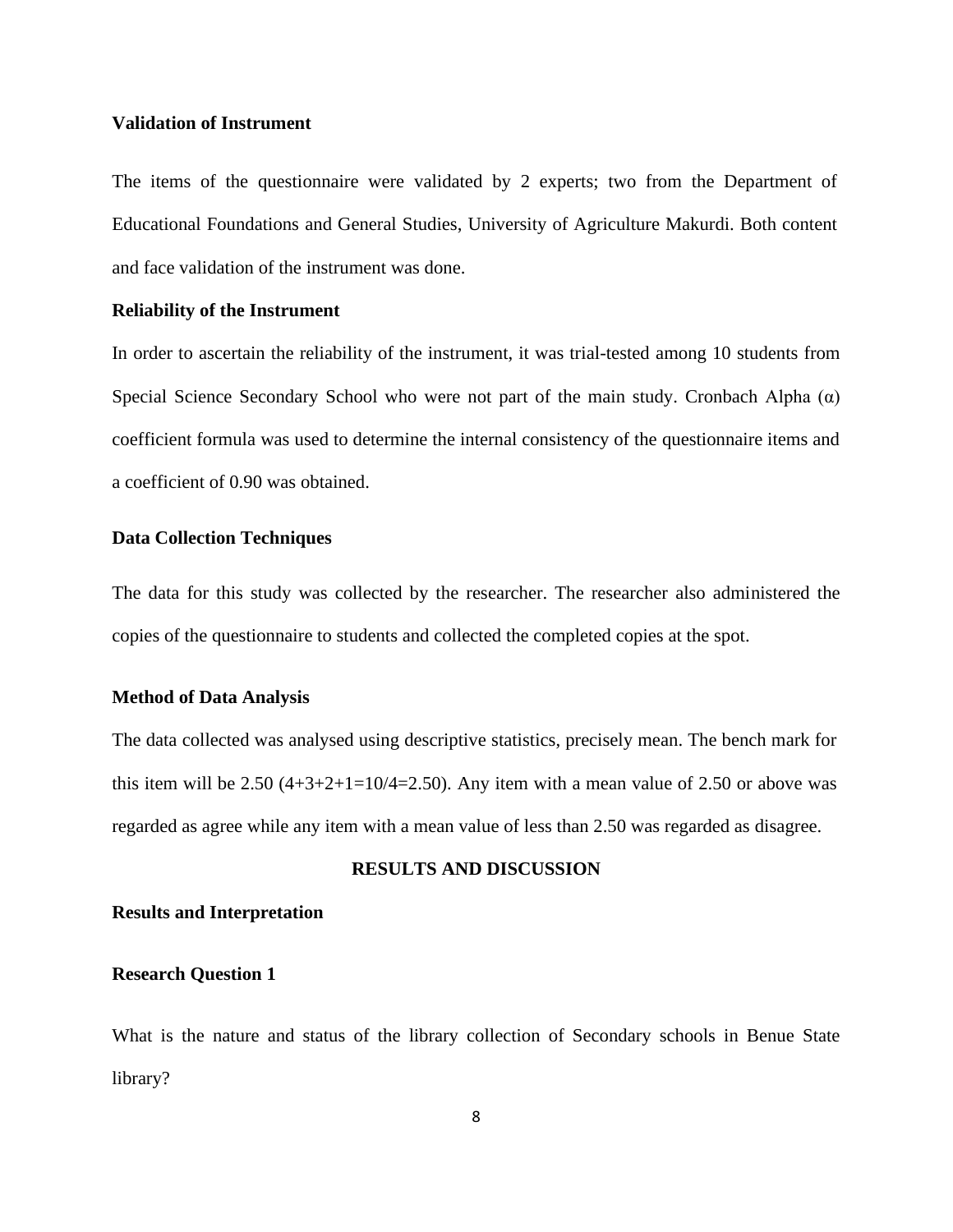**Validation of Instrument**

The items of the questionnaire were validated by 2 experts; two from the Department of Educational Foundations and General Studies, University of Agriculture Makurdi. Both content and face validation of the instrument was done.

**Reliability of the Instrument**

In order to ascertain the reliability of the instrument, it was trial-tested among 10 students from Special Science Secondary School who were not part of the main study. Cronbach Alpha (α) coefficient formula was used to determine the internal consistency of the questionnaire items and a coefficient of 0.90 was obtained.

**Data Collection Techniques**

The data for this study was collected by the researcher. The researcher also administered the copies of the questionnaire to students and collected the completed copies at the spot.

**Method of Data Analysis**

The data collected was analysed using descriptive statistics, precisely mean. The bench mark for this item will be 2.50 (4+3+2+1=10/4=2.50). Any item with a mean value of 2.50 or above was regarded as agree while any item with a mean value of less than 2.50 was regarded as disagree.

## RESULTS AND DISCUSSION

**Results and Interpretation**

**Research Question 1**

What is the nature and status of the library collection of Secondary schools in Benue State library?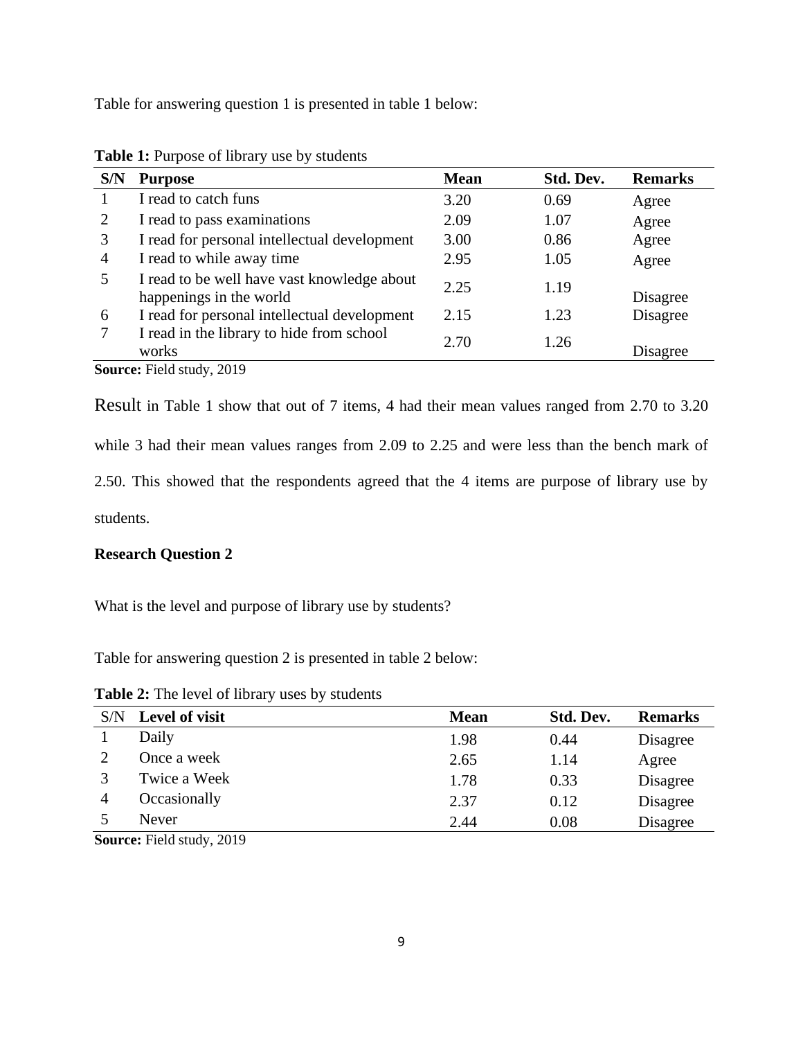Table for answering question 1 is presented in table 1 below:

**Table 1:** Purpose of library use by students

| S/N | Purpose | Mean | Std. Dev. | Remarks |
|---|---|---|---|---|
| 1 | I read to catch funs | 3.20 | 0.69 | Agree |
| 2 | I read to pass examinations | 2.09 | 1.07 | Agree |
| 3 | I read for personal intellectual development | 3.00 | 0.86 | Agree |
| 4 | I read to while away time | 2.95 | 1.05 | Agree |
| 5 | I read to be well have vast knowledge about happenings in the world | 2.25 | 1.19 | Disagree |
| 6 | I read for personal intellectual development | 2.15 | 1.23 | Disagree |
| 7 | I read in the library to hide from school works | 2.70 | 1.26 | Disagree |

**Source:** Field study, 2019

Result in Table 1 show that out of 7 items, 4 had their mean values ranged from 2.70 to 3.20 while 3 had their mean values ranges from 2.09 to 2.25 and were less than the bench mark of 2.50. This showed that the respondents agreed that the 4 items are purpose of library use by students.

**Research Question 2**

What is the level and purpose of library use by students?

Table for answering question 2 is presented in table 2 below:

**Table 2:** The level of library uses by students

| S/N | Level of visit | Mean | Std. Dev. | Remarks |
|---|---|---|---|---|
| 1 | Daily | 1.98 | 0.44 | Disagree |
| 2 | Once a week | 2.65 | 1.14 | Agree |
| 3 | Twice a Week | 1.78 | 0.33 | Disagree |
| 4 | Occasionally | 2.37 | 0.12 | Disagree |
| 5 | Never | 2.44 | 0.08 | Disagree |

**Source:** Field study, 2019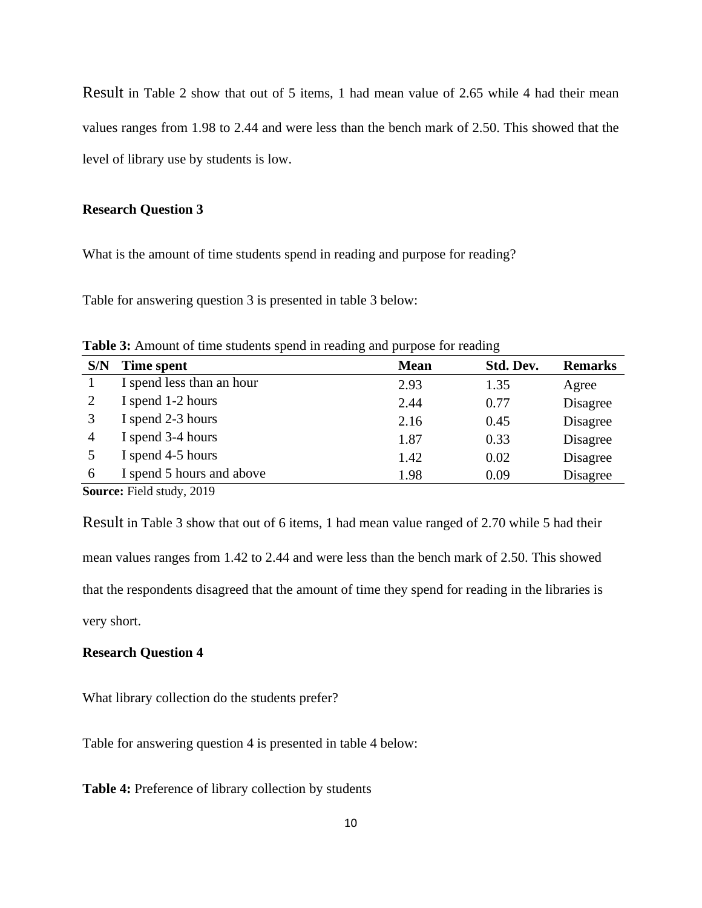Result in Table 2 show that out of 5 items, 1 had mean value of 2.65 while 4 had their mean values ranges from 1.98 to 2.44 and were less than the bench mark of 2.50. This showed that the level of library use by students is low.

**Research Question 3**

What is the amount of time students spend in reading and purpose for reading?

Table for answering question 3 is presented in table 3 below:

**Table 3:** Amount of time students spend in reading and purpose for reading

| S/N | Time spent | Mean | Std. Dev. | Remarks |
|---|---|---|---|---|
| 1 | I spend less than an hour | 2.93 | 1.35 | Agree |
| 2 | I spend 1-2 hours | 2.44 | 0.77 | Disagree |
| 3 | I spend 2-3 hours | 2.16 | 0.45 | Disagree |
| 4 | I spend 3-4 hours | 1.87 | 0.33 | Disagree |
| 5 | I spend 4-5 hours | 1.42 | 0.02 | Disagree |
| 6 | I spend 5 hours and above | 1.98 | 0.09 | Disagree |

**Source:** Field study, 2019

Result in Table 3 show that out of 6 items, 1 had mean value ranged of 2.70 while 5 had their mean values ranges from 1.42 to 2.44 and were less than the bench mark of 2.50. This showed that the respondents disagreed that the amount of time they spend for reading in the libraries is very short.

**Research Question 4**

What library collection do the students prefer?

Table for answering question 4 is presented in table 4 below:

**Table 4:** Preference of library collection by students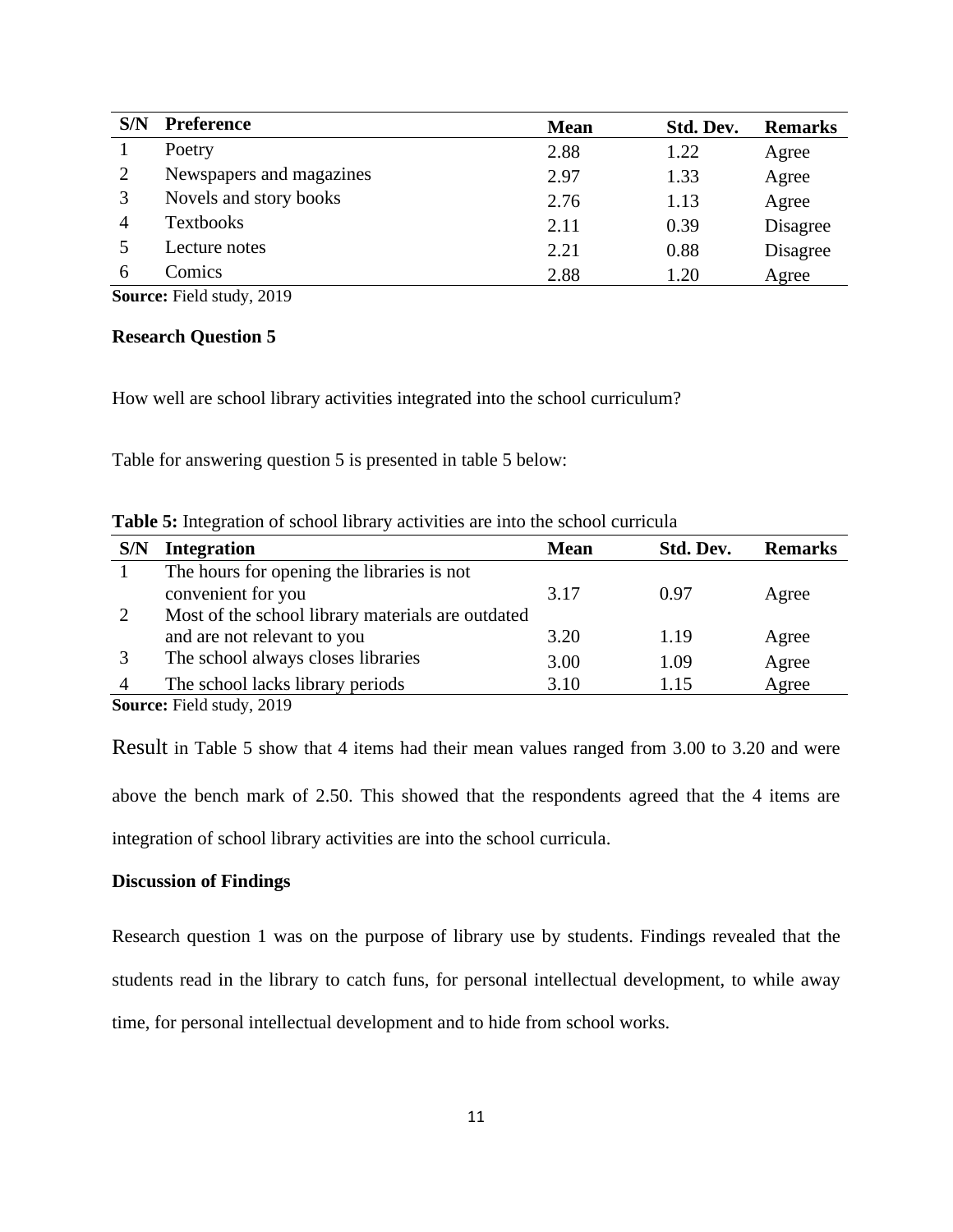| S/N | Preference | Mean | Std. Dev. | Remarks |
|---|---|---|---|---|
| 1 | Poetry | 2.88 | 1.22 | Agree |
| 2 | Newspapers and magazines | 2.97 | 1.33 | Agree |
| 3 | Novels and story books | 2.76 | 1.13 | Agree |
| 4 | Textbooks | 2.11 | 0.39 | Disagree |
| 5 | Lecture notes | 2.21 | 0.88 | Disagree |
| 6 | Comics | 2.88 | 1.20 | Agree |

**Source:** Field study, 2019

**Research Question 5**

How well are school library activities integrated into the school curriculum?

Table for answering question 5 is presented in table 5 below:

**Table 5:** Integration of school library activities are into the school curricula

| S/N | Integration | Mean | Std. Dev. | Remarks |
|---|---|---|---|---|
| 1 | The hours for opening the libraries is not convenient for you | 3.17 | 0.97 | Agree |
| 2 | Most of the school library materials are outdated and are not relevant to you | 3.20 | 1.19 | Agree |
| 3 | The school always closes libraries | 3.00 | 1.09 | Agree |
| 4 | The school lacks library periods | 3.10 | 1.15 | Agree |

**Source:** Field study, 2019

Result in Table 5 show that 4 items had their mean values ranged from 3.00 to 3.20 and were above the bench mark of 2.50. This showed that the respondents agreed that the 4 items are integration of school library activities are into the school curricula.

**Discussion of Findings**

Research question 1 was on the purpose of library use by students. Findings revealed that the students read in the library to catch funs, for personal intellectual development, to while away time, for personal intellectual development and to hide from school works.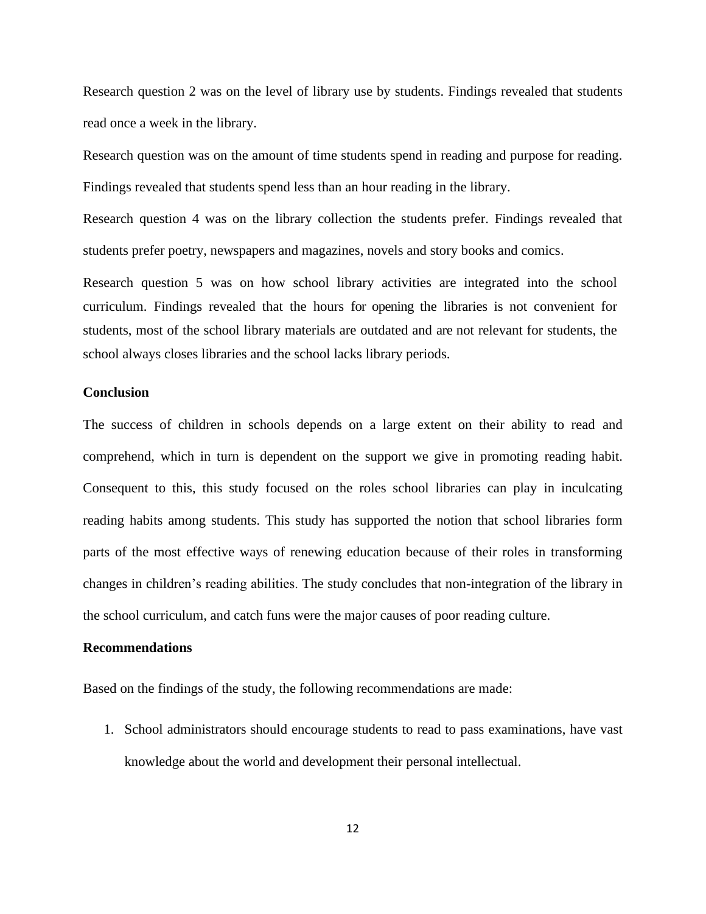Research question 2 was on the level of library use by students. Findings revealed that students read once a week in the library.

Research question was on the amount of time students spend in reading and purpose for reading. Findings revealed that students spend less than an hour reading in the library.

Research question 4 was on the library collection the students prefer. Findings revealed that students prefer poetry, newspapers and magazines, novels and story books and comics.

Research question 5 was on how school library activities are integrated into the school curriculum. Findings revealed that the hours for opening the libraries is not convenient for students, most of the school library materials are outdated and are not relevant for students, the school always closes libraries and the school lacks library periods.

**Conclusion**

The success of children in schools depends on a large extent on their ability to read and comprehend, which in turn is dependent on the support we give in promoting reading habit. Consequent to this, this study focused on the roles school libraries can play in inculcating reading habits among students. This study has supported the notion that school libraries form parts of the most effective ways of renewing education because of their roles in transforming changes in children's reading abilities. The study concludes that non-integration of the library in the school curriculum, and catch funs were the major causes of poor reading culture.

**Recommendations**

Based on the findings of the study, the following recommendations are made:

1. School administrators should encourage students to read to pass examinations, have vast knowledge about the world and development their personal intellectual.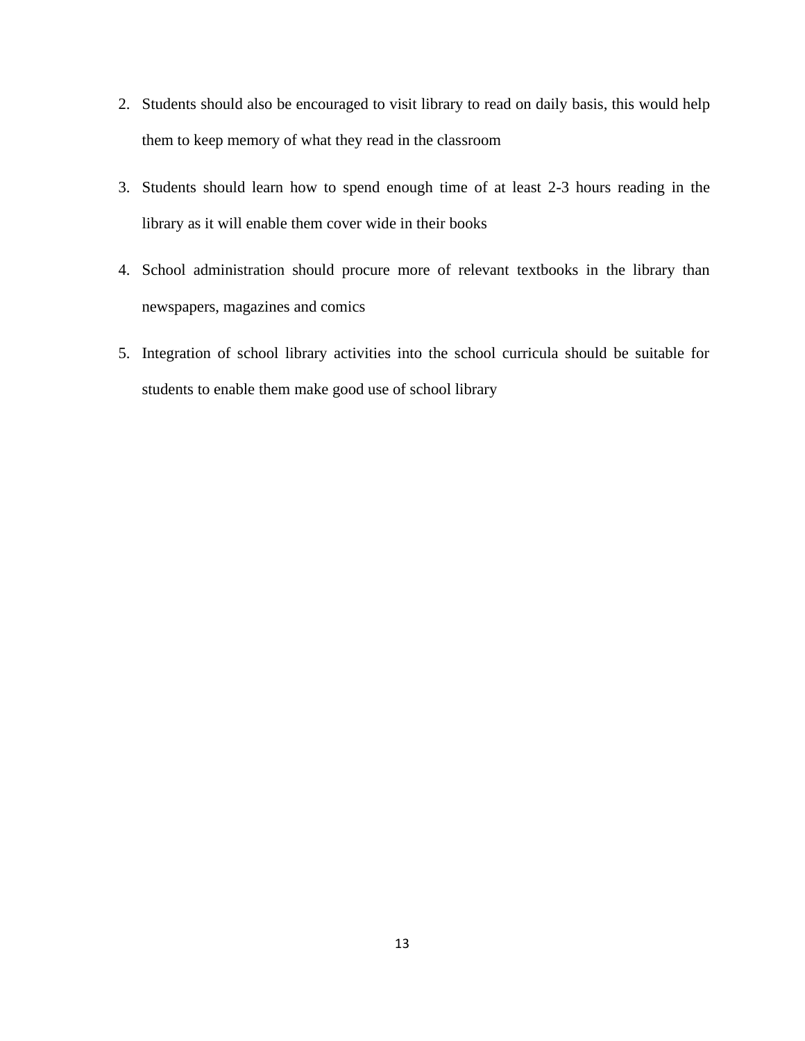2. Students should also be encouraged to visit library to read on daily basis, this would help them to keep memory of what they read in the classroom
3. Students should learn how to spend enough time of at least 2-3 hours reading in the library as it will enable them cover wide in their books
4. School administration should procure more of relevant textbooks in the library than newspapers, magazines and comics
5. Integration of school library activities into the school curricula should be suitable for students to enable them make good use of school library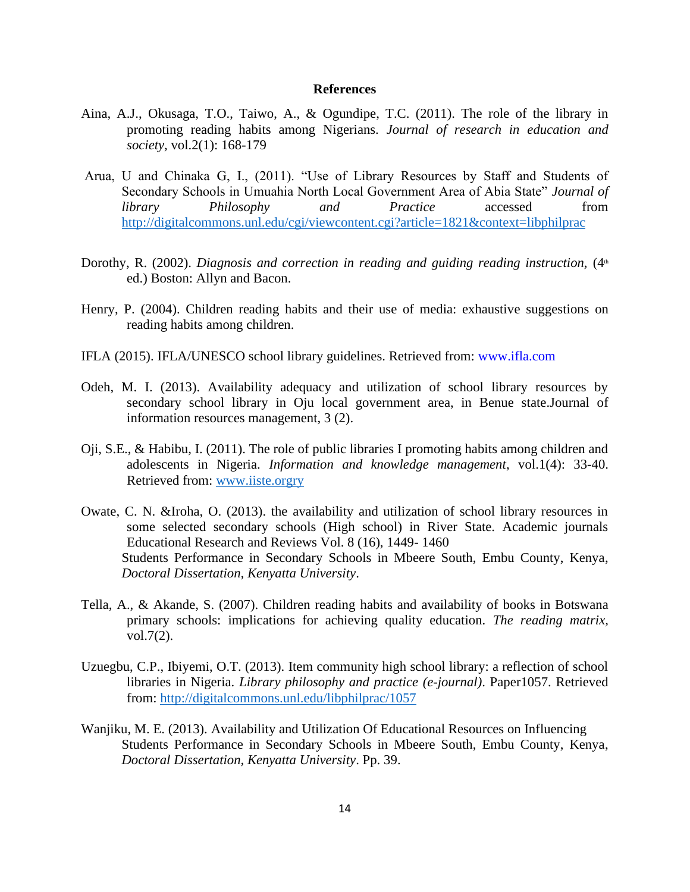## References

Aina, A.J., Okusaga, T.O., Taiwo, A., & Ogundipe, T.C. (2011). The role of the library in promoting reading habits among Nigerians. *Journal of research in education and society*, vol.2(1): 168-179

Arua, U and Chinaka G, I., (2011). "Use of Library Resources by Staff and Students of Secondary Schools in Umuahia North Local Government Area of Abia State" *Journal of library Philosophy and Practice* accessed from http://digitalcommons.unl.edu/cgi/viewcontent.cgi?article=1821&context=libphilprac

Dorothy, R. (2002). *Diagnosis and correction in reading and guiding reading instruction,* (4th ed.) Boston: Allyn and Bacon.

Henry, P. (2004). Children reading habits and their use of media: exhaustive suggestions on reading habits among children.

IFLA (2015). IFLA/UNESCO school library guidelines. Retrieved from: www.ifla.com

Odeh, M. I. (2013). Availability adequacy and utilization of school library resources by secondary school library in Oju local government area, in Benue state.Journal of information resources management, 3 (2).

Oji, S.E., & Habibu, I. (2011). The role of public libraries I promoting habits among children and adolescents in Nigeria. *Information and knowledge management*, vol.1(4): 33-40. Retrieved from: www.iiste.orgry

Owate, C. N. &Iroha, O. (2013). the availability and utilization of school library resources in some selected secondary schools (High school) in River State. Academic journals Educational Research and Reviews Vol. 8 (16), 1449- 1460
Students Performance in Secondary Schools in Mbeere South, Embu County, Kenya, *Doctoral Dissertation, Kenyatta University*.

Tella, A., & Akande, S. (2007). Children reading habits and availability of books in Botswana primary schools: implications for achieving quality education. *The reading matrix,* vol.7(2).

Uzuegbu, C.P., Ibiyemi, O.T. (2013). Item community high school library: a reflection of school libraries in Nigeria. *Library philosophy and practice (e-journal)*. Paper1057. Retrieved from: http://digitalcommons.unl.edu/libphilprac/1057

Wanjiku, M. E. (2013). Availability and Utilization Of Educational Resources on Influencing Students Performance in Secondary Schools in Mbeere South, Embu County, Kenya, *Doctoral Dissertation, Kenyatta University*. Pp. 39.